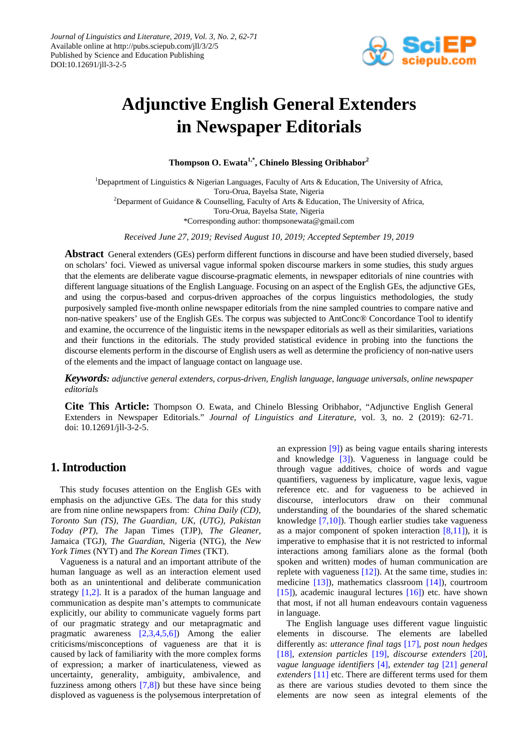# Adjunctive English General Extenders in Newspaper Editorials

**Thompson O. Ewata[1,*], Chinelo Blessing Oribhabor[2]**

[1]Depaprtment of Linguistics & Nigerian Languages, Faculty of Arts & Education, The University of Africa, Toru-Orua, Bayelsa State, Nigeria
[2]Deparment of Guidance & Counselling, Faculty of Arts & Education, The University of Africa, Toru-Orua, Bayelsa State, Nigeria
*Corresponding author: thompsonewata@gmail.com

*Received June 27, 2019; Revised August 10, 2019; Accepted September 19, 2019*

**Abstract** General extenders (GEs) perform different functions in discourse and have been studied diversely, based on scholars' foci. Viewed as universal vague informal spoken discourse markers in some studies, this study argues that the elements are deliberate vague discourse-pragmatic elements, in newspaper editorials of nine countries with different language situations of the English Language. Focusing on an aspect of the English GEs, the adjunctive GEs, and using the corpus-based and corpus-driven approaches of the corpus linguistics methodologies, the study purposively sampled five-month online newspaper editorials from the nine sampled countries to compare native and non-native speakers' use of the English GEs. The corpus was subjected to AntConc® Concordance Tool to identify and examine, the occurrence of the linguistic items in the newspaper editorials as well as their similarities, variations and their functions in the editorials. The study provided statistical evidence in probing into the functions the discourse elements perform in the discourse of English users as well as determine the proficiency of non-native users of the elements and the impact of language contact on language use.

***Keywords:*** *adjunctive general extenders, corpus-driven, English language, language universals, online newspaper editorials*

**Cite This Article:** Thompson O. Ewata, and Chinelo Blessing Oribhabor, "Adjunctive English General Extenders in Newspaper Editorials." *Journal of Linguistics and Literature*, vol. 3, no. 2 (2019): 62-71. doi: 10.12691/jll-3-2-5.

## 1. Introduction

This study focuses attention on the English GEs with emphasis on the adjunctive GEs. The data for this study are from nine online newspapers from: *China Daily (CD), Toronto Sun (TS), The Guardian, UK, (UTG), Pakistan Today (PT), The* Japan Times (TJP), *The Gleaner*, Jamaica (TGJ), *The Guardian*, Nigeria (NTG), the *New York Times* (NYT) and *The Korean Times* (TKT).

Vagueness is a natural and an important attribute of the human language as well as an interaction element used both as an unintentional and deliberate communication strategy [1,2]. It is a paradox of the human language and communication as despite man's attempts to communicate explicitly, our ability to communicate vaguely forms part of our pragmatic strategy and our metapragmatic and pragmatic awareness [2,3,4,5,6]) Among the earlier criticisms/misconceptions of vagueness are that it is caused by lack of familiarity with the more complex forms of expression; a marker of inarticulateness, viewed as uncertainty, generality, ambiguity, ambivalence, and fuzziness among others [7,8]) but these have since being disploved as vagueness is the polysemous interpretation of an expression [9]) as being vague entails sharing interests and knowledge [3]). Vagueness in language could be through vague additives, choice of words and vague quantifiers, vagueness by implicature, vague lexis, vague reference etc. and for vagueness to be achieved in discourse, interlocutors draw on their communal understanding of the boundaries of the shared schematic knowledge [7,10]). Though earlier studies take vagueness as a major component of spoken interaction [8,11]), it is imperative to emphasise that it is not restricted to informal interactions among familiars alone as the formal (both spoken and written) modes of human communication are replete with vagueness [12]). At the same time, studies in: medicine [13]), mathematics classroom [14]), courtroom [15]), academic inaugural lectures [16]) etc. have shown that most, if not all human endeavours contain vagueness in language.

The English language uses different vague linguistic elements in discourse. The elements are labelled differently as: *utterance final tags* [17], *post noun hedges* [18], *extension particles* [19], *discourse extenders* [20], *vague language identifiers* [4], *extender tag* [21] *general extenders* [11] etc. There are different terms used for them as there are various studies devoted to them since the elements are now seen as integral elements of the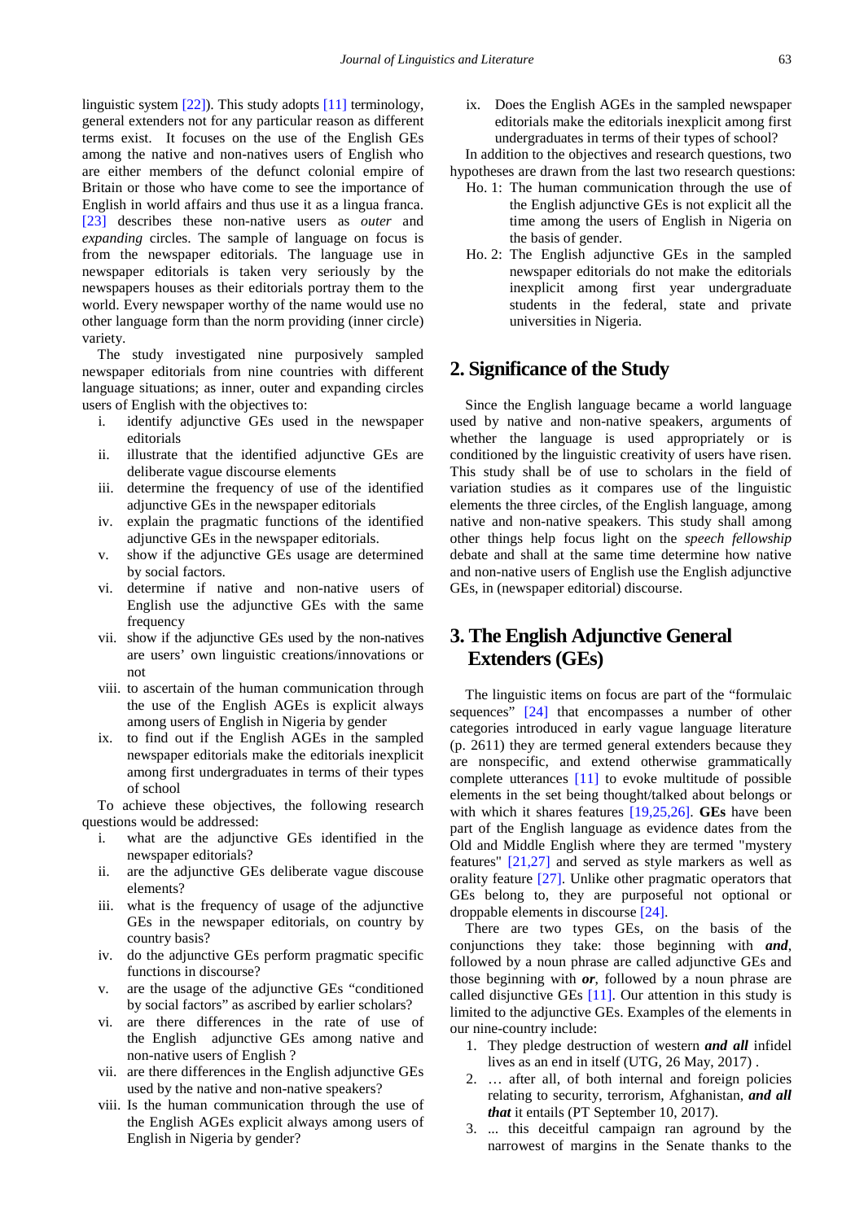linguistic system [22]). This study adopts [11] terminology, general extenders not for any particular reason as different terms exist. It focuses on the use of the English GEs among the native and non-natives users of English who are either members of the defunct colonial empire of Britain or those who have come to see the importance of English in world affairs and thus use it as a lingua franca. [23] describes these non-native users as *outer* and *expanding* circles. The sample of language on focus is from the newspaper editorials. The language use in newspaper editorials is taken very seriously by the newspapers houses as their editorials portray them to the world. Every newspaper worthy of the name would use no other language form than the norm providing (inner circle) variety.

The study investigated nine purposively sampled newspaper editorials from nine countries with different language situations; as inner, outer and expanding circles users of English with the objectives to:

i. identify adjunctive GEs used in the newspaper editorials
ii. illustrate that the identified adjunctive GEs are deliberate vague discourse elements
iii. determine the frequency of use of the identified adjunctive GEs in the newspaper editorials
iv. explain the pragmatic functions of the identified adjunctive GEs in the newspaper editorials.
v. show if the adjunctive GEs usage are determined by social factors.
vi. determine if native and non-native users of English use the adjunctive GEs with the same frequency
vii. show if the adjunctive GEs used by the non-natives are users' own linguistic creations/innovations or not
viii. to ascertain of the human communication through the use of the English AGEs is explicit always among users of English in Nigeria by gender
ix. to find out if the English AGEs in the sampled newspaper editorials make the editorials inexplicit among first undergraduates in terms of their types of school

To achieve these objectives, the following research questions would be addressed:

i. what are the adjunctive GEs identified in the newspaper editorials?
ii. are the adjunctive GEs deliberate vague discouse elements?
iii. what is the frequency of usage of the adjunctive GEs in the newspaper editorials, on country by country basis?
iv. do the adjunctive GEs perform pragmatic specific functions in discourse?
v. are the usage of the adjunctive GEs "conditioned by social factors" as ascribed by earlier scholars?
vi. are there differences in the rate of use of the English adjunctive GEs among native and non-native users of English ?
vii. are there differences in the English adjunctive GEs used by the native and non-native speakers?
viii. Is the human communication through the use of the English AGEs explicit always among users of English in Nigeria by gender?
ix. Does the English AGEs in the sampled newspaper editorials make the editorials inexplicit among first undergraduates in terms of their types of school?

In addition to the objectives and research questions, two hypotheses are drawn from the last two research questions:

Ho. 1: The human communication through the use of the English adjunctive GEs is not explicit all the time among the users of English in Nigeria on the basis of gender.

Ho. 2: The English adjunctive GEs in the sampled newspaper editorials do not make the editorials inexplicit among first year undergraduate students in the federal, state and private universities in Nigeria.

## 2. Significance of the Study

Since the English language became a world language used by native and non-native speakers, arguments of whether the language is used appropriately or is conditioned by the linguistic creativity of users have risen. This study shall be of use to scholars in the field of variation studies as it compares use of the linguistic elements the three circles, of the English language, among native and non-native speakers. This study shall among other things help focus light on the *speech fellowship* debate and shall at the same time determine how native and non-native users of English use the English adjunctive GEs, in (newspaper editorial) discourse.

## 3. The English Adjunctive General Extenders (GEs)

The linguistic items on focus are part of the "formulaic sequences" [24] that encompasses a number of other categories introduced in early vague language literature (p. 2611) they are termed general extenders because they are nonspecific, and extend otherwise grammatically complete utterances [11] to evoke multitude of possible elements in the set being thought/talked about belongs or with which it shares features [19,25,26]. **GEs** have been part of the English language as evidence dates from the Old and Middle English where they are termed "mystery features" [21,27] and served as style markers as well as orality feature [27]. Unlike other pragmatic operators that GEs belong to, they are purposeful not optional or droppable elements in discourse [24].

There are two types GEs, on the basis of the conjunctions they take: those beginning with ***and***, followed by a noun phrase are called adjunctive GEs and those beginning with ***or***, followed by a noun phrase are called disjunctive GEs [11]. Our attention in this study is limited to the adjunctive GEs. Examples of the elements in our nine-country include:

1. They pledge destruction of western ***and all*** infidel lives as an end in itself (UTG, 26 May, 2017) .
2. … after all, of both internal and foreign policies relating to security, terrorism, Afghanistan, ***and all that*** it entails (PT September 10, 2017).
3. ... this deceitful campaign ran aground by the narrowest of margins in the Senate thanks to the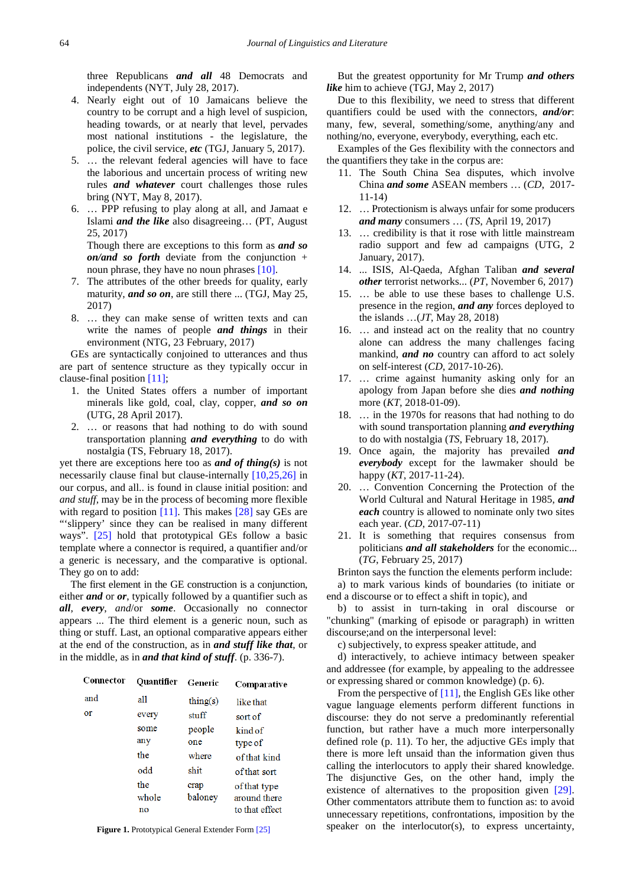three Republicans ***and all*** 48 Democrats and independents (NYT, July 28, 2017).

4. Nearly eight out of 10 Jamaicans believe the country to be corrupt and a high level of suspicion, heading towards, or at nearly that level, pervades most national institutions - the legislature, the police, the civil service, ***etc*** (TGJ, January 5, 2017).
5. … the relevant federal agencies will have to face the laborious and uncertain process of writing new rules ***and whatever*** court challenges those rules bring (NYT, May 8, 2017).
6. … PPP refusing to play along at all, and Jamaat e Islami ***and the like*** also disagreeing… (PT, August 25, 2017)

   Though there are exceptions to this form as ***and so on/and so forth*** deviate from the conjunction + noun phrase, they have no noun phrases [10].
7. The attributes of the other breeds for quality, early maturity, ***and so on***, are still there ... (TGJ, May 25, 2017)
8. … they can make sense of written texts and can write the names of people ***and things*** in their environment (NTG, 23 February, 2017)

GEs are syntactically conjoined to utterances and thus are part of sentence structure as they typically occur in clause-final position [11];

1. the United States offers a number of important minerals like gold, coal, clay, copper, ***and so on*** (UTG, 28 April 2017).
2. … or reasons that had nothing to do with sound transportation planning ***and everything*** to do with nostalgia (TS, February 18, 2017).

yet there are exceptions here too as ***and of thing(s)*** is not necessarily clause final but clause-internally [10,25,26] in our corpus, and all.. is found in clause initial position: and *and stuff*, may be in the process of becoming more flexible with regard to position [11]. This makes [28] say GEs are "'slippery' since they can be realised in many different ways". [25] hold that prototypical GEs follow a basic template where a connector is required, a quantifier and/or a generic is necessary, and the comparative is optional. They go on to add:

The first element in the GE construction is a conjunction, either ***and*** or ***or***, typically followed by a quantifier such as ***all***, ***every***, *and*/or ***some***. Occasionally no connector appears ... The third element is a generic noun, such as thing or stuff. Last, an optional comparative appears either at the end of the construction, as in ***and stuff like that***, or in the middle, as in ***and that kind of stuff***. (p. 336-7).

| Connector | Quantifier | Generic | Comparative |
|---|---|---|---|
| and | all | thing(s) | like that |
| or | every | stuff | sort of |
| | some | people | kind of |
| | any | one | type of |
| | the | where | of that kind |
| | odd | shit | of that sort |
| | the whole | crap | of that type |
| | no | baloney | around there |
| | | | to that effect |

**Figure 1.** Prototypical General Extender Form [25]

But the greatest opportunity for Mr Trump ***and others like*** him to achieve (TGJ, May 2, 2017)

Due to this flexibility, we need to stress that different quantifiers could be used with the connectors, ***and/or***: many, few, several, something/some, anything/any and nothing/no, everyone, everybody, everything, each etc.

Examples of the Ges flexibility with the connectors and the quantifiers they take in the corpus are:

11. The South China Sea disputes, which involve China ***and some*** ASEAN members … (*CD*, 2017-11-14)
12. … Protectionism is always unfair for some producers ***and many*** consumers … (*TS*, April 19, 2017)
13. … credibility is that it rose with little mainstream radio support and few ad campaigns (UTG, 2 January, 2017).
14. ... ISIS, Al-Qaeda, Afghan Taliban ***and several other*** terrorist networks... (*PT*, November 6, 2017)
15. … be able to use these bases to challenge U.S. presence in the region, ***and any*** forces deployed to the islands …(*JT*, May 28, 2018)
16. … and instead act on the reality that no country alone can address the many challenges facing mankind, ***and no*** country can afford to act solely on self-interest (*CD*, 2017-10-26).
17. … crime against humanity asking only for an apology from Japan before she dies ***and nothing*** more (*KT*, 2018-01-09).
18. … in the 1970s for reasons that had nothing to do with sound transportation planning ***and everything*** to do with nostalgia (*TS*, February 18, 2017).
19. Once again, the majority has prevailed ***and everybody*** except for the lawmaker should be happy (*KT*, 2017-11-24).
20. … Convention Concerning the Protection of the World Cultural and Natural Heritage in 1985, ***and each*** country is allowed to nominate only two sites each year. (*CD*, 2017-07-11)
21. It is something that requires consensus from politicians ***and all stakeholders*** for the economic... (*TG*, February 25, 2017)

Brinton says the function the elements perform include:

a) to mark various kinds of boundaries (to initiate or end a discourse or to effect a shift in topic), and

b) to assist in turn-taking in oral discourse or "chunking" (marking of episode or paragraph) in written discourse;and on the interpersonal level:

c) subjectively, to express speaker attitude, and

d) interactively, to achieve intimacy between speaker and addressee (for example, by appealing to the addressee or expressing shared or common knowledge) (p. 6).

From the perspective of [11], the English GEs like other vague language elements perform different functions in discourse: they do not serve a predominantly referential function, but rather have a much more interpersonally defined role (p. 11). To her, the adjective GEs imply that there is more left unsaid than the information given thus calling the interlocutors to apply their shared knowledge. The disjunctive Ges, on the other hand, imply the existence of alternatives to the proposition given [29]. Other commentators attribute them to function as: to avoid unnecessary repetitions, confrontations, imposition by the speaker on the interlocutor(s), to express uncertainty,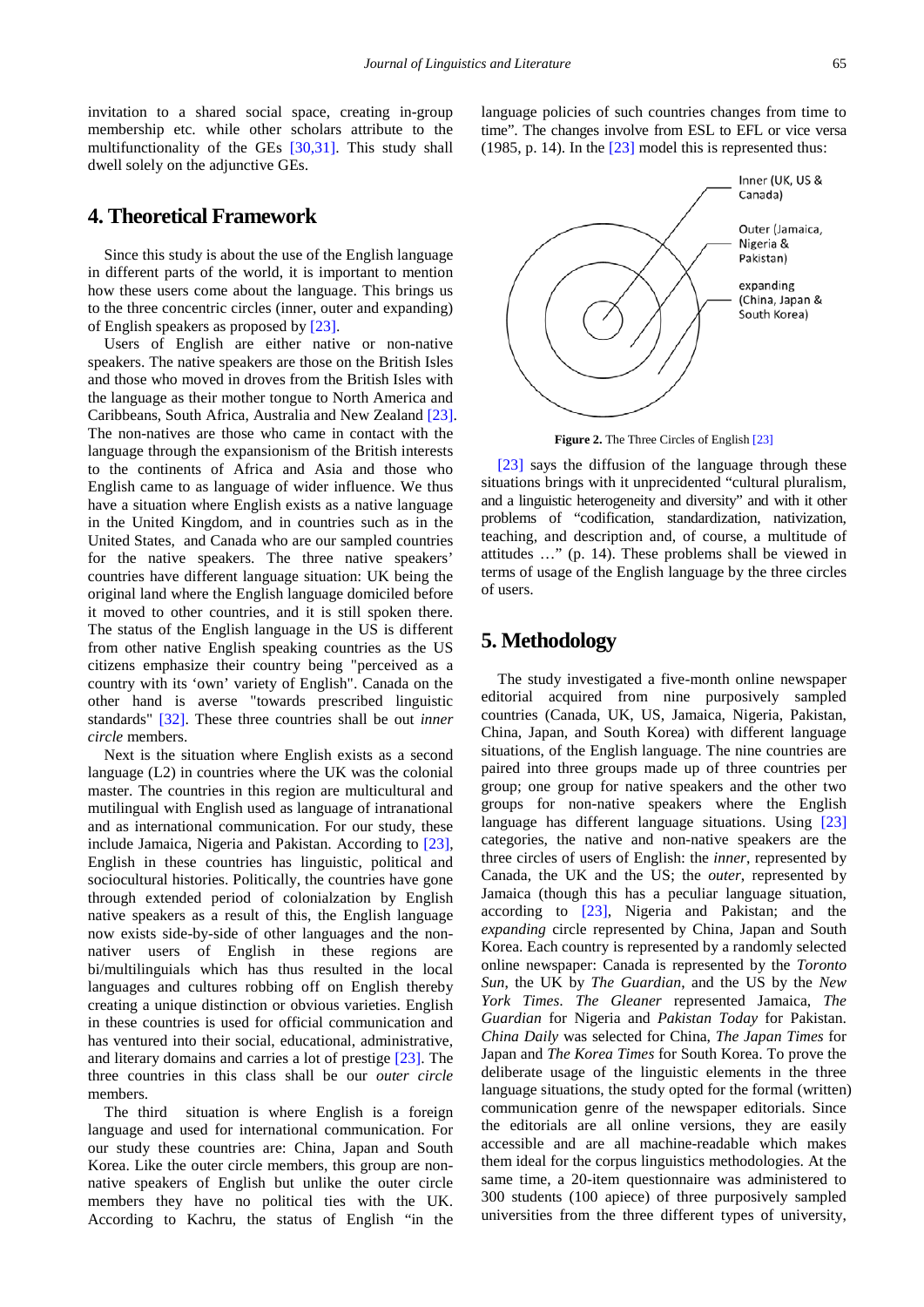invitation to a shared social space, creating in-group membership etc. while other scholars attribute to the multifunctionality of the GEs [30,31]. This study shall dwell solely on the adjunctive GEs.

## 4. Theoretical Framework

Since this study is about the use of the English language in different parts of the world, it is important to mention how these users come about the language. This brings us to the three concentric circles (inner, outer and expanding) of English speakers as proposed by [23].

Users of English are either native or non-native speakers. The native speakers are those on the British Isles and those who moved in droves from the British Isles with the language as their mother tongue to North America and Caribbeans, South Africa, Australia and New Zealand [23]. The non-natives are those who came in contact with the language through the expansionism of the British interests to the continents of Africa and Asia and those who English came to as language of wider influence. We thus have a situation where English exists as a native language in the United Kingdom, and in countries such as in the United States, and Canada who are our sampled countries for the native speakers. The three native speakers' countries have different language situation: UK being the original land where the English language domiciled before it moved to other countries, and it is still spoken there. The status of the English language in the US is different from other native English speaking countries as the US citizens emphasize their country being "perceived as a country with its 'own' variety of English". Canada on the other hand is averse "towards prescribed linguistic standards" [32]. These three countries shall be out *inner circle* members.

Next is the situation where English exists as a second language (L2) in countries where the UK was the colonial master. The countries in this region are multicultural and mutilingual with English used as language of intranational and as international communication. For our study, these include Jamaica, Nigeria and Pakistan. According to [23], English in these countries has linguistic, political and sociocultural histories. Politically, the countries have gone through extended period of colonialzation by English native speakers as a result of this, the English language now exists side-by-side of other languages and the non-nativer users of English in these regions are bi/multilinguials which has thus resulted in the local languages and cultures robbing off on English thereby creating a unique distinction or obvious varieties. English in these countries is used for official communication and has ventured into their social, educational, administrative, and literary domains and carries a lot of prestige [23]. The three countries in this class shall be our *outer circle* members.

The third situation is where English is a foreign language and used for international communication. For our study these countries are: China, Japan and South Korea. Like the outer circle members, this group are non-native speakers of English but unlike the outer circle members they have no political ties with the UK. According to Kachru, the status of English "in the language policies of such countries changes from time to time". The changes involve from ESL to EFL or vice versa (1985, p. 14). In the [23] model this is represented thus:

**Figure 2.** The Three Circles of English [23]

[23] says the diffusion of the language through these situations brings with it unprecidented "cultural pluralism, and a linguistic heterogeneity and diversity" and with it other problems of "codification, standardization, nativization, teaching, and description and, of course, a multitude of attitudes …" (p. 14). These problems shall be viewed in terms of usage of the English language by the three circles of users.

## 5. Methodology

The study investigated a five-month online newspaper editorial acquired from nine purposively sampled countries (Canada, UK, US, Jamaica, Nigeria, Pakistan, China, Japan, and South Korea) with different language situations, of the English language. The nine countries are paired into three groups made up of three countries per group; one group for native speakers and the other two groups for non-native speakers where the English language has different language situations. Using [23] categories, the native and non-native speakers are the three circles of users of English: the *inner*, represented by Canada, the UK and the US; the *outer*, represented by Jamaica (though this has a peculiar language situation, according to [23], Nigeria and Pakistan; and the *expanding* circle represented by China, Japan and South Korea. Each country is represented by a randomly selected online newspaper: Canada is represented by the *Toronto Sun*, the UK by *The Guardian*, and the US by the *New York Times*. *The Gleaner* represented Jamaica, *The Guardian* for Nigeria and *Pakistan Today* for Pakistan. *China Daily* was selected for China, *The Japan Times* for Japan and *The Korea Times* for South Korea. To prove the deliberate usage of the linguistic elements in the three language situations, the study opted for the formal (written) communication genre of the newspaper editorials. Since the editorials are all online versions, they are easily accessible and are all machine-readable which makes them ideal for the corpus linguistics methodologies. At the same time, a 20-item questionnaire was administered to 300 students (100 apiece) of three purposively sampled universities from the three different types of university,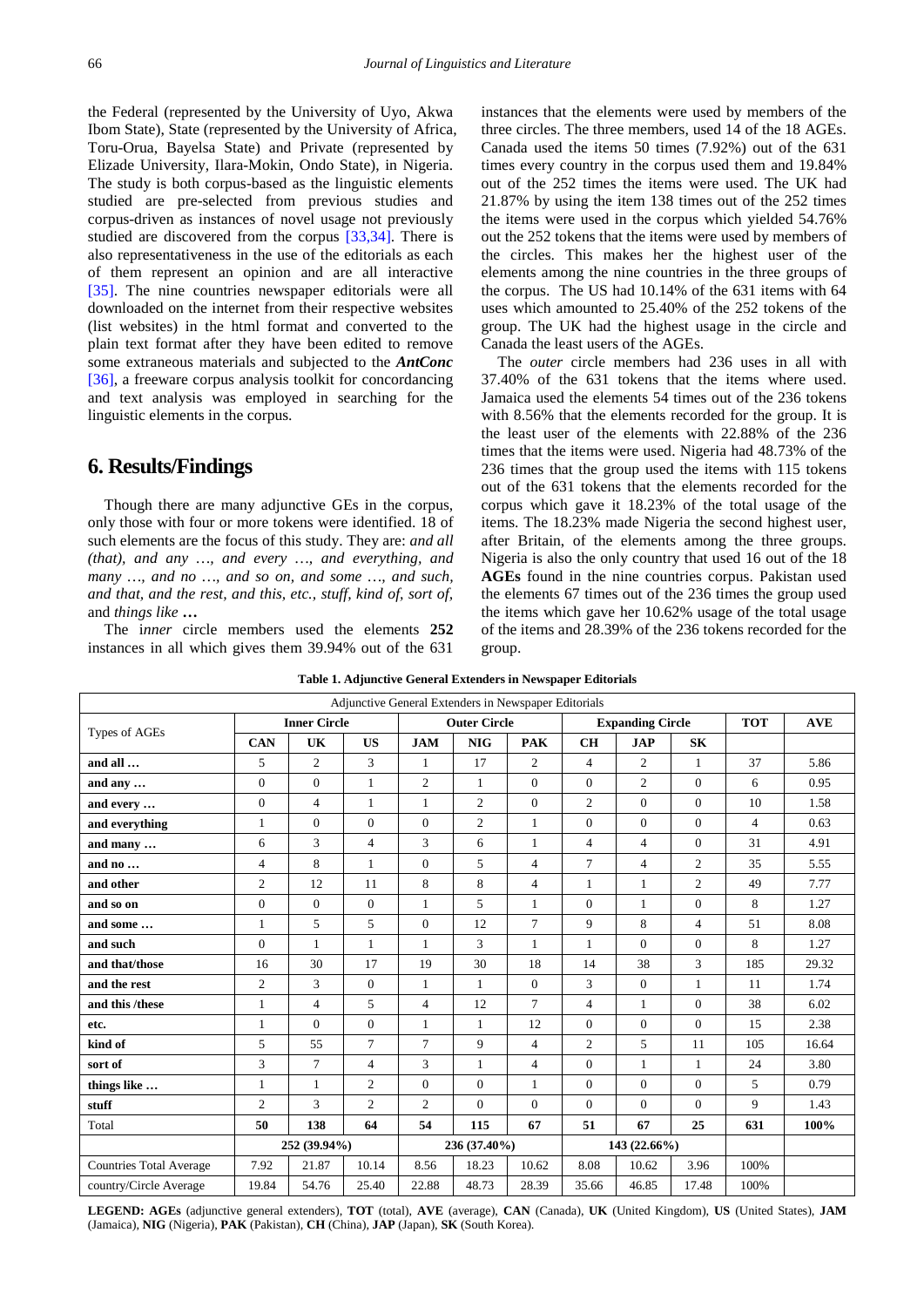the Federal (represented by the University of Uyo, Akwa Ibom State), State (represented by the University of Africa, Toru-Orua, Bayelsa State) and Private (represented by Elizade University, Ilara-Mokin, Ondo State), in Nigeria. The study is both corpus-based as the linguistic elements studied are pre-selected from previous studies and corpus-driven as instances of novel usage not previously studied are discovered from the corpus [33,34]. There is also representativeness in the use of the editorials as each of them represent an opinion and are all interactive [35]. The nine countries newspaper editorials were all downloaded on the internet from their respective websites (list websites) in the html format and converted to the plain text format after they have been edited to remove some extraneous materials and subjected to the ***AntConc*** [36], a freeware corpus analysis toolkit for concordancing and text analysis was employed in searching for the linguistic elements in the corpus.

## 6. Results/Findings

Though there are many adjunctive GEs in the corpus, only those with four or more tokens were identified. 18 of such elements are the focus of this study. They are: *and all (that), and any …, and every …, and everything, and many …, and no …, and so on, and some …, and such, and that, and the rest, and this, etc., stuff, kind of, sort of,* and *things like* **…**

The i*nner* circle members used the elements **252** instances in all which gives them 39.94% out of the 631 instances that the elements were used by members of the three circles. The three members, used 14 of the 18 AGEs. Canada used the items 50 times (7.92%) out of the 631 times every country in the corpus used them and 19.84% out of the 252 times the items were used. The UK had 21.87% by using the item 138 times out of the 252 times the items were used in the corpus which yielded 54.76% out the 252 tokens that the items were used by members of the circles. This makes her the highest user of the elements among the nine countries in the three groups of the corpus. The US had 10.14% of the 631 items with 64 uses which amounted to 25.40% of the 252 tokens of the group. The UK had the highest usage in the circle and Canada the least users of the AGEs.

The *outer* circle members had 236 uses in all with 37.40% of the 631 tokens that the items where used. Jamaica used the elements 54 times out of the 236 tokens with 8.56% that the elements recorded for the group. It is the least user of the elements with 22.88% of the 236 times that the items were used. Nigeria had 48.73% of the 236 times that the group used the items with 115 tokens out of the 631 tokens that the elements recorded for the corpus which gave it 18.23% of the total usage of the items. The 18.23% made Nigeria the second highest user, after Britain, of the elements among the three groups. Nigeria is also the only country that used 16 out of the 18 **AGEs** found in the nine countries corpus. Pakistan used the elements 67 times out of the 236 times the group used the items which gave her 10.62% usage of the total usage of the items and 28.39% of the 236 tokens recorded for the group.

**Table 1. Adjunctive General Extenders in Newspaper Editorials**

| Adjunctive General Extenders in Newspaper Editorials | | | | | | | | | | | |
|---|---|---|---|---|---|---|---|---|---|---|---|
| Types of AGEs | **Inner Circle** | | | **Outer Circle** | | | **Expanding Circle** | | | **TOT** | **AVE** |
| | **CAN** | **UK** | **US** | **JAM** | **NIG** | **PAK** | **CH** | **JAP** | **SK** | | |
| **and all …** | 5 | 2 | 3 | 1 | 17 | 2 | 4 | 2 | 1 | 37 | 5.86 |
| **and any …** | 0 | 0 | 1 | 2 | 1 | 0 | 0 | 2 | 0 | 6 | 0.95 |
| **and every …** | 0 | 4 | 1 | 1 | 2 | 0 | 2 | 0 | 0 | 10 | 1.58 |
| **and everything** | 1 | 0 | 0 | 0 | 2 | 1 | 0 | 0 | 0 | 4 | 0.63 |
| **and many …** | 6 | 3 | 4 | 3 | 6 | 1 | 4 | 4 | 0 | 31 | 4.91 |
| **and no …** | 4 | 8 | 1 | 0 | 5 | 4 | 7 | 4 | 2 | 35 | 5.55 |
| **and other** | 2 | 12 | 11 | 8 | 8 | 4 | 1 | 1 | 2 | 49 | 7.77 |
| **and so on** | 0 | 0 | 0 | 1 | 5 | 1 | 0 | 1 | 0 | 8 | 1.27 |
| **and some …** | 1 | 5 | 5 | 0 | 12 | 7 | 9 | 8 | 4 | 51 | 8.08 |
| **and such** | 0 | 1 | 1 | 1 | 3 | 1 | 1 | 0 | 0 | 8 | 1.27 |
| **and that/those** | 16 | 30 | 17 | 19 | 30 | 18 | 14 | 38 | 3 | 185 | 29.32 |
| **and the rest** | 2 | 3 | 0 | 1 | 1 | 0 | 3 | 0 | 1 | 11 | 1.74 |
| **and this /these** | 1 | 4 | 5 | 4 | 12 | 7 | 4 | 1 | 0 | 38 | 6.02 |
| **etc.** | 1 | 0 | 0 | 1 | 1 | 12 | 0 | 0 | 0 | 15 | 2.38 |
| **kind of** | 5 | 55 | 7 | 7 | 9 | 4 | 2 | 5 | 11 | 105 | 16.64 |
| **sort of** | 3 | 7 | 4 | 3 | 1 | 4 | 0 | 1 | 1 | 24 | 3.80 |
| **things like …** | 1 | 1 | 2 | 0 | 0 | 1 | 0 | 0 | 0 | 5 | 0.79 |
| **stuff** | 2 | 3 | 2 | 2 | 0 | 0 | 0 | 0 | 0 | 9 | 1.43 |
| Total | **50** | **138** | **64** | **54** | **115** | **67** | **51** | **67** | **25** | **631** | **100%** |
| | 252 (39.94%) | | | 236 (37.40%) | | | 143 (22.66%) | | | | |
| Countries Total Average | 7.92 | 21.87 | 10.14 | 8.56 | 18.23 | 10.62 | 8.08 | 10.62 | 3.96 | 100% | |
| country/Circle Average | 19.84 | 54.76 | 25.40 | 22.88 | 48.73 | 28.39 | 35.66 | 46.85 | 17.48 | 100% | |

**LEGEND: AGEs** (adjunctive general extenders), **TOT** (total), **AVE** (average), **CAN** (Canada), **UK** (United Kingdom), **US** (United States), **JAM** (Jamaica), **NIG** (Nigeria), **PAK** (Pakistan), **CH** (China), **JAP** (Japan), **SK** (South Korea).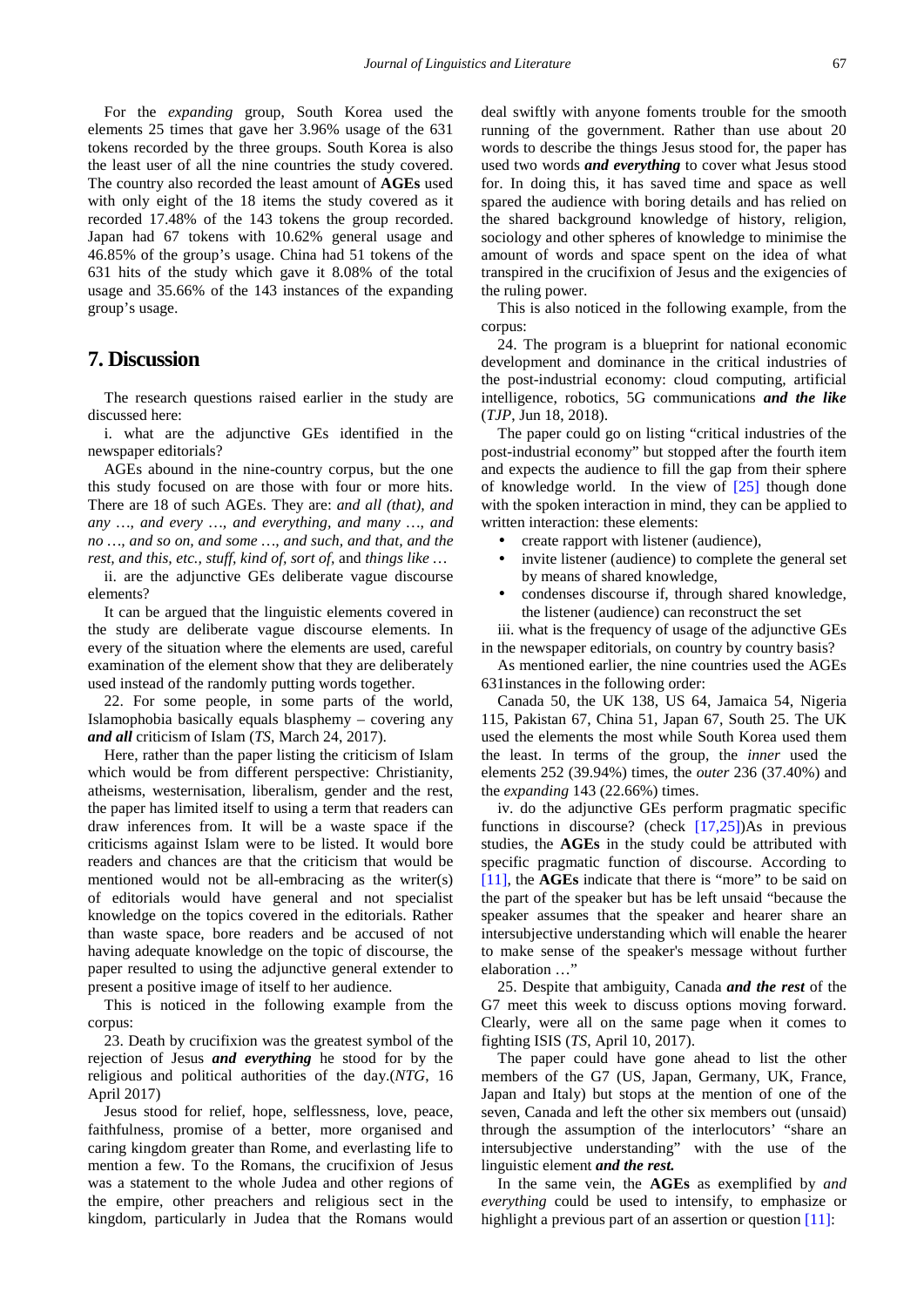For the *expanding* group, South Korea used the elements 25 times that gave her 3.96% usage of the 631 tokens recorded by the three groups. South Korea is also the least user of all the nine countries the study covered. The country also recorded the least amount of **AGEs** used with only eight of the 18 items the study covered as it recorded 17.48% of the 143 tokens the group recorded. Japan had 67 tokens with 10.62% general usage and 46.85% of the group's usage. China had 51 tokens of the 631 hits of the study which gave it 8.08% of the total usage and 35.66% of the 143 instances of the expanding group's usage.

## 7. Discussion

The research questions raised earlier in the study are discussed here:

i. what are the adjunctive GEs identified in the newspaper editorials?

AGEs abound in the nine-country corpus, but the one this study focused on are those with four or more hits. There are 18 of such AGEs. They are: *and all (that), and any …, and every …, and everything, and many …, and no …, and so on, and some …, and such, and that, and the rest, and this, etc., stuff, kind of, sort of,* and *things like …*

ii. are the adjunctive GEs deliberate vague discourse elements?

It can be argued that the linguistic elements covered in the study are deliberate vague discourse elements. In every of the situation where the elements are used, careful examination of the element show that they are deliberately used instead of the randomly putting words together.

22. For some people, in some parts of the world, Islamophobia basically equals blasphemy – covering any ***and all*** criticism of Islam (*TS*, March 24, 2017).

Here, rather than the paper listing the criticism of Islam which would be from different perspective: Christianity, atheisms, westernisation, liberalism, gender and the rest, the paper has limited itself to using a term that readers can draw inferences from. It will be a waste space if the criticisms against Islam were to be listed. It would bore readers and chances are that the criticism that would be mentioned would not be all-embracing as the writer(s) of editorials would have general and not specialist knowledge on the topics covered in the editorials. Rather than waste space, bore readers and be accused of not having adequate knowledge on the topic of discourse, the paper resulted to using the adjunctive general extender to present a positive image of itself to her audience.

This is noticed in the following example from the corpus:

23. Death by crucifixion was the greatest symbol of the rejection of Jesus ***and everything*** he stood for by the religious and political authorities of the day.(*NTG*, 16 April 2017)

Jesus stood for relief, hope, selflessness, love, peace, faithfulness, promise of a better, more organised and caring kingdom greater than Rome, and everlasting life to mention a few. To the Romans, the crucifixion of Jesus was a statement to the whole Judea and other regions of the empire, other preachers and religious sect in the kingdom, particularly in Judea that the Romans would deal swiftly with anyone foments trouble for the smooth running of the government. Rather than use about 20 words to describe the things Jesus stood for, the paper has used two words ***and everything*** to cover what Jesus stood for. In doing this, it has saved time and space as well spared the audience with boring details and has relied on the shared background knowledge of history, religion, sociology and other spheres of knowledge to minimise the amount of words and space spent on the idea of what transpired in the crucifixion of Jesus and the exigencies of the ruling power.

This is also noticed in the following example, from the corpus:

24. The program is a blueprint for national economic development and dominance in the critical industries of the post-industrial economy: cloud computing, artificial intelligence, robotics, 5G communications ***and the like*** (*TJP*, Jun 18, 2018).

The paper could go on listing "critical industries of the post-industrial economy" but stopped after the fourth item and expects the audience to fill the gap from their sphere of knowledge world. In the view of [25] though done with the spoken interaction in mind, they can be applied to written interaction: these elements:

- create rapport with listener (audience),
- invite listener (audience) to complete the general set by means of shared knowledge,
- condenses discourse if, through shared knowledge, the listener (audience) can reconstruct the set

iii. what is the frequency of usage of the adjunctive GEs in the newspaper editorials, on country by country basis?

As mentioned earlier, the nine countries used the AGEs 631instances in the following order:

Canada 50, the UK 138, US 64, Jamaica 54, Nigeria 115, Pakistan 67, China 51, Japan 67, South 25. The UK used the elements the most while South Korea used them the least. In terms of the group, the *inner* used the elements 252 (39.94%) times, the *outer* 236 (37.40%) and the *expanding* 143 (22.66%) times.

iv. do the adjunctive GEs perform pragmatic specific functions in discourse? (check [17,25])As in previous studies, the **AGEs** in the study could be attributed with specific pragmatic function of discourse. According to [11], the **AGEs** indicate that there is "more" to be said on the part of the speaker but has be left unsaid "because the speaker assumes that the speaker and hearer share an intersubjective understanding which will enable the hearer to make sense of the speaker's message without further elaboration …"

25. Despite that ambiguity, Canada ***and the rest*** of the G7 meet this week to discuss options moving forward. Clearly, were all on the same page when it comes to fighting ISIS (*TS*, April 10, 2017).

The paper could have gone ahead to list the other members of the G7 (US, Japan, Germany, UK, France, Japan and Italy) but stops at the mention of one of the seven, Canada and left the other six members out (unsaid) through the assumption of the interlocutors' "share an intersubjective understanding" with the use of the linguistic element ***and the rest.***

In the same vein, the **AGEs** as exemplified by *and everything* could be used to intensify, to emphasize or highlight a previous part of an assertion or question [11]: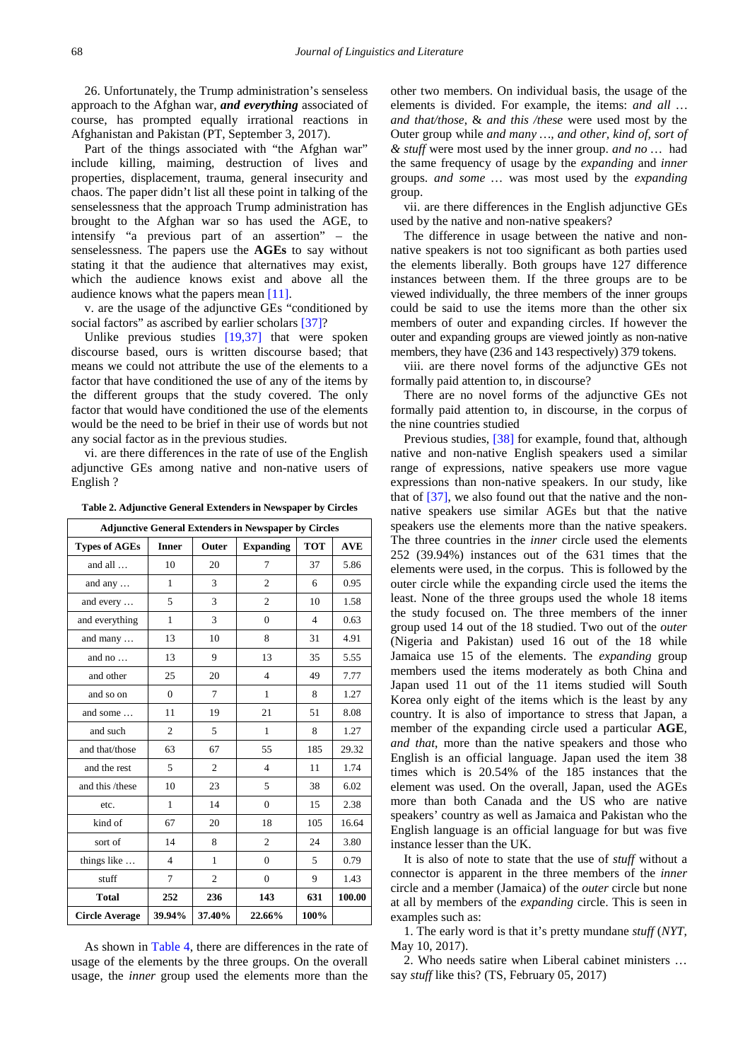26. Unfortunately, the Trump administration's senseless approach to the Afghan war, ***and everything*** associated of course, has prompted equally irrational reactions in Afghanistan and Pakistan (PT, September 3, 2017).

Part of the things associated with "the Afghan war" include killing, maiming, destruction of lives and properties, displacement, trauma, general insecurity and chaos. The paper didn't list all these point in talking of the senselessness that the approach Trump administration has brought to the Afghan war so has used the AGE, to intensify "a previous part of an assertion" – the senselessness. The papers use the **AGEs** to say without stating it that the audience that alternatives may exist, which the audience knows exist and above all the audience knows what the papers mean [11].

v. are the usage of the adjunctive GEs "conditioned by social factors" as ascribed by earlier scholars [37]?

Unlike previous studies [19,37] that were spoken discourse based, ours is written discourse based; that means we could not attribute the use of the elements to a factor that have conditioned the use of any of the items by the different groups that the study covered. The only factor that would have conditioned the use of the elements would be the need to be brief in their use of words but not any social factor as in the previous studies.

vi. are there differences in the rate of use of the English adjunctive GEs among native and non-native users of English ?

**Table 2. Adjunctive General Extenders in Newspaper by Circles**

| Adjunctive General Extenders in Newspaper by Circles | | | | | |
|---|---|---|---|---|---|
| **Types of AGEs** | **Inner** | **Outer** | **Expanding** | **TOT** | **AVE** |
| and all … | 10 | 20 | 7 | 37 | 5.86 |
| and any … | 1 | 3 | 2 | 6 | 0.95 |
| and every … | 5 | 3 | 2 | 10 | 1.58 |
| and everything | 1 | 3 | 0 | 4 | 0.63 |
| and many … | 13 | 10 | 8 | 31 | 4.91 |
| and no … | 13 | 9 | 13 | 35 | 5.55 |
| and other | 25 | 20 | 4 | 49 | 7.77 |
| and so on | 0 | 7 | 1 | 8 | 1.27 |
| and some … | 11 | 19 | 21 | 51 | 8.08 |
| and such | 2 | 5 | 1 | 8 | 1.27 |
| and that/those | 63 | 67 | 55 | 185 | 29.32 |
| and the rest | 5 | 2 | 4 | 11 | 1.74 |
| and this /these | 10 | 23 | 5 | 38 | 6.02 |
| etc. | 1 | 14 | 0 | 15 | 2.38 |
| kind of | 67 | 20 | 18 | 105 | 16.64 |
| sort of | 14 | 8 | 2 | 24 | 3.80 |
| things like … | 4 | 1 | 0 | 5 | 0.79 |
| stuff | 7 | 2 | 0 | 9 | 1.43 |
| **Total** | **252** | **236** | **143** | **631** | **100.00** |
| **Circle Average** | **39.94%** | **37.40%** | **22.66%** | **100%** | |

As shown in Table 4, there are differences in the rate of usage of the elements by the three groups. On the overall usage, the *inner* group used the elements more than the other two members. On individual basis, the usage of the elements is divided. For example, the items: *and all* … *and that/those*, & *and this /these* were used most by the Outer group while *and many* …, *and other, kind of, sort of* & *stuff* were most used by the inner group. *and no* … had the same frequency of usage by the *expanding* and *inner* groups. *and some* … was most used by the *expanding* group.

vii. are there differences in the English adjunctive GEs used by the native and non-native speakers?

The difference in usage between the native and non-native speakers is not too significant as both parties used the elements liberally. Both groups have 127 difference instances between them. If the three groups are to be viewed individually, the three members of the inner groups could be said to use the items more than the other six members of outer and expanding circles. If however the outer and expanding groups are viewed jointly as non-native members, they have (236 and 143 respectively) 379 tokens.

viii. are there novel forms of the adjunctive GEs not formally paid attention to, in discourse?

There are no novel forms of the adjunctive GEs not formally paid attention to, in discourse, in the corpus of the nine countries studied

Previous studies, [38] for example, found that, although native and non-native English speakers used a similar range of expressions, native speakers use more vague expressions than non-native speakers. In our study, like that of [37], we also found out that the native and the non-native speakers use similar AGEs but that the native speakers use the elements more than the native speakers. The three countries in the *inner* circle used the elements 252 (39.94%) instances out of the 631 times that the elements were used, in the corpus. This is followed by the outer circle while the expanding circle used the items the least. None of the three groups used the whole 18 items the study focused on. The three members of the inner group used 14 out of the 18 studied. Two out of the *outer* (Nigeria and Pakistan) used 16 out of the 18 while Jamaica use 15 of the elements. The *expanding* group members used the items moderately as both China and Japan used 11 out of the 11 items studied will South Korea only eight of the items which is the least by any country. It is also of importance to stress that Japan, a member of the expanding circle used a particular **AGE**, *and that*, more than the native speakers and those who English is an official language. Japan used the item 38 times which is 20.54% of the 185 instances that the element was used. On the overall, Japan, used the AGEs more than both Canada and the US who are native speakers' country as well as Jamaica and Pakistan who the English language is an official language for but was five instance lesser than the UK.

It is also of note to state that the use of *stuff* without a connector is apparent in the three members of the *inner* circle and a member (Jamaica) of the *outer* circle but none at all by members of the *expanding* circle. This is seen in examples such as:

1. The early word is that it's pretty mundane *stuff* (*NYT*, May 10, 2017).

2. Who needs satire when Liberal cabinet ministers … say *stuff* like this? (TS, February 05, 2017)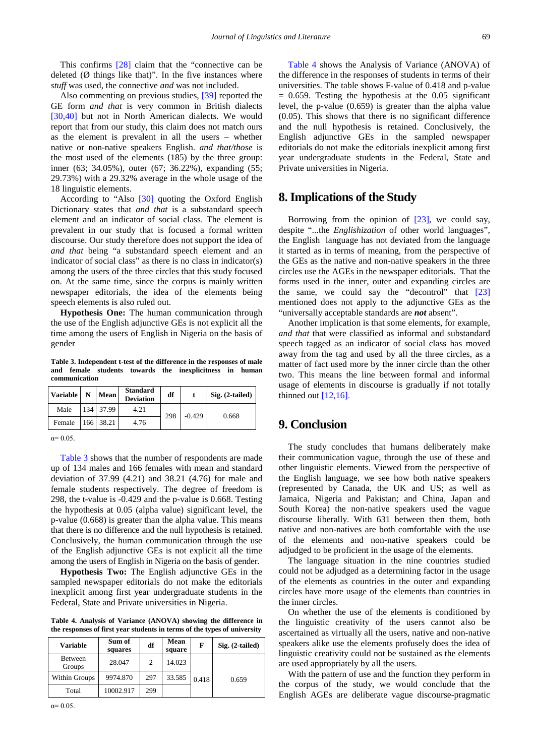This confirms [28] claim that the "connective can be deleted (Ø things like that)". In the five instances where *stuff* was used, the connective *and* was not included.

Also commenting on previous studies, [39] reported the GE form *and that* is very common in British dialects [30,40] but not in North American dialects. We would report that from our study, this claim does not match ours as the element is prevalent in all the users – whether native or non-native speakers English. *and that/those* is the most used of the elements (185) by the three group: inner (63; 34.05%), outer (67; 36.22%), expanding (55; 29.73%) with a 29.32% average in the whole usage of the 18 linguistic elements.

According to "Also [30] quoting the Oxford English Dictionary states that *and that* is a substandard speech element and an indicator of social class. The element is prevalent in our study that is focused a formal written discourse. Our study therefore does not support the idea of *and that* being "a substandard speech element and an indicator of social class" as there is no class in indicator(s) among the users of the three circles that this study focused on. At the same time, since the corpus is mainly written newspaper editorials, the idea of the elements being speech elements is also ruled out.

**Hypothesis One:** The human communication through the use of the English adjunctive GEs is not explicit all the time among the users of English in Nigeria on the basis of gender

**Table 3. Independent t-test of the difference in the responses of male and female students towards the inexplicitness in human communication**

| Variable | N | Mean | Standard Deviation | df | t | Sig. (2-tailed) |
|---|---|---|---|---|---|---|
| Male | 134 | 37.99 | 4.21 | 298 | -0.429 | 0.668 |
| Female | 166 | 38.21 | 4.76 | | | |

α= 0.05.

Table 3 shows that the number of respondents are made up of 134 males and 166 females with mean and standard deviation of 37.99 (4.21) and 38.21 (4.76) for male and female students respectively. The degree of freedom is 298, the t-value is -0.429 and the p-value is 0.668. Testing the hypothesis at 0.05 (alpha value) significant level, the p-value (0.668) is greater than the alpha value. This means that there is no difference and the null hypothesis is retained. Conclusively, the human communication through the use of the English adjunctive GEs is not explicit all the time among the users of English in Nigeria on the basis of gender.

**Hypothesis Two:** The English adjunctive GEs in the sampled newspaper editorials do not make the editorials inexplicit among first year undergraduate students in the Federal, State and Private universities in Nigeria.

**Table 4. Analysis of Variance (ANOVA) showing the difference in the responses of first year students in terms of the types of university**

| Variable | Sum of squares | df | Mean square | F | Sig. (2-tailed) |
|---|---|---|---|---|---|
| Between Groups | 28.047 | 2 | 14.023 | 0.418 | 0.659 |
| Within Groups | 9974.870 | 297 | 33.585 | | |
| Total | 10002.917 | 299 | | | |

α= 0.05.

Table 4 shows the Analysis of Variance (ANOVA) of the difference in the responses of students in terms of their universities. The table shows F-value of 0.418 and p-value = 0.659. Testing the hypothesis at the 0.05 significant level, the p-value (0.659) is greater than the alpha value (0.05). This shows that there is no significant difference and the null hypothesis is retained. Conclusively, the English adjunctive GEs in the sampled newspaper editorials do not make the editorials inexplicit among first year undergraduate students in the Federal, State and Private universities in Nigeria.

## 8. Implications of the Study

Borrowing from the opinion of [23], we could say, despite "...the *Englishization* of other world languages", the English language has not deviated from the language it started as in terms of meaning, from the perspective of the GEs as the native and non-native speakers in the three circles use the AGEs in the newspaper editorials. That the forms used in the inner, outer and expanding circles are the same, we could say the "decontrol" that [23] mentioned does not apply to the adjunctive GEs as the "universally acceptable standards are ***not*** absent".

Another implication is that some elements, for example, *and that* that were classified as informal and substandard speech tagged as an indicator of social class has moved away from the tag and used by all the three circles, as a matter of fact used more by the inner circle than the other two. This means the line between formal and informal usage of elements in discourse is gradually if not totally thinned out [12,16].

## 9. Conclusion

The study concludes that humans deliberately make their communication vague, through the use of these and other linguistic elements. Viewed from the perspective of the English language, we see how both native speakers (represented by Canada, the UK and US; as well as Jamaica, Nigeria and Pakistan; and China, Japan and South Korea) the non-native speakers used the vague discourse liberally. With 631 between then them, both native and non-natives are both comfortable with the use of the elements and non-native speakers could be adjudged to be proficient in the usage of the elements.

The language situation in the nine countries studied could not be adjudged as a determining factor in the usage of the elements as countries in the outer and expanding circles have more usage of the elements than countries in the inner circles.

On whether the use of the elements is conditioned by the linguistic creativity of the users cannot also be ascertained as virtually all the users, native and non-native speakers alike use the elements profusely does the idea of linguistic creativity could not be sustained as the elements are used appropriately by all the users.

With the pattern of use and the function they perform in the corpus of the study, we would conclude that the English AGEs are deliberate vague discourse-pragmatic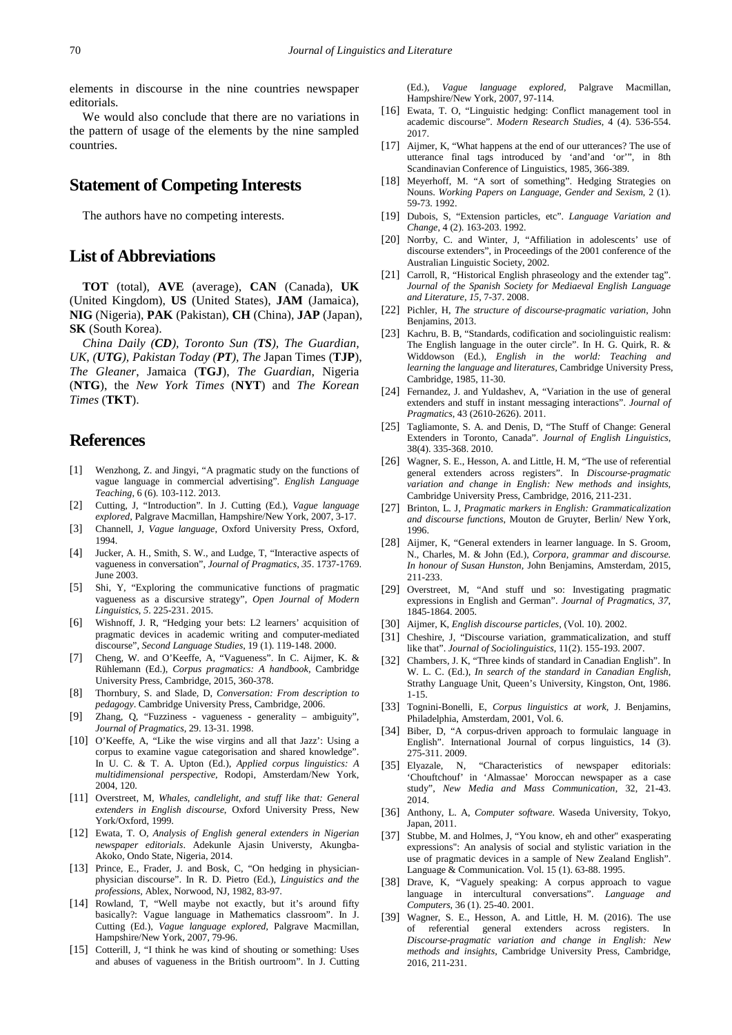elements in discourse in the nine countries newspaper editorials.

We would also conclude that there are no variations in the pattern of usage of the elements by the nine sampled countries.

## Statement of Competing Interests

The authors have no competing interests.

## List of Abbreviations

**TOT** (total), **AVE** (average), **CAN** (Canada), **UK** (United Kingdom), **US** (United States), **JAM** (Jamaica), **NIG** (Nigeria), **PAK** (Pakistan), **CH** (China), **JAP** (Japan), **SK** (South Korea).

*China Daily (**CD**), Toronto Sun (**TS**), The Guardian, UK, (**UTG**), Pakistan Today (**PT**), The* Japan Times (**TJP**), *The Gleaner*, Jamaica (**TGJ**), *The Guardian*, Nigeria (**NTG**), the *New York Times* (**NYT**) and *The Korean Times* (**TKT**).

## References

[1] Wenzhong, Z. and Jingyi, "A pragmatic study on the functions of vague language in commercial advertising". *English Language Teaching*, 6 (6). 103-112. 2013.

[2] Cutting, J, "Introduction". In J. Cutting (Ed.), *Vague language explored*, Palgrave Macmillan, Hampshire/New York, 2007, 3-17.

[3] Channell, J, *Vague language*, Oxford University Press, Oxford, 1994.

[4] Jucker, A. H., Smith, S. W., and Ludge, T, "Interactive aspects of vagueness in conversation", *Journal of Pragmatics*, *35*. 1737-1769. June 2003.

[5] Shi, Y, "Exploring the communicative functions of pragmatic vagueness as a discursive strategy", *Open Journal of Modern Linguistics*, *5*. 225-231. 2015.

[6] Wishnoff, J. R, "Hedging your bets: L2 learners' acquisition of pragmatic devices in academic writing and computer-mediated discourse", *Second Language Studies*, 19 (1). 119-148. 2000.

[7] Cheng, W. and O'Keeffe, A, "Vagueness". In C. Aijmer, K. & Rühlemann (Ed.), *Corpus pragmatics: A handbook*, Cambridge University Press, Cambridge, 2015, 360-378.

[8] Thornbury, S. and Slade, D, *Conversation: From description to pedagogy*. Cambridge University Press, Cambridge, 2006.

[9] Zhang, Q, "Fuzziness - vagueness - generality – ambiguity", *Journal of Pragmatics*, 29. 13-31. 1998.

[10] O'Keeffe, A, "Like the wise virgins and all that Jazz': Using a corpus to examine vague categorisation and shared knowledge". In U. C. & T. A. Upton (Ed.), *Applied corpus linguistics: A multidimensional perspective*, Rodopi, Amsterdam/New York, 2004, 120.

[11] Overstreet, M, *Whales, candlelight, and stuff like that: General extenders in English discourse*, Oxford University Press, New York/Oxford, 1999.

[12] Ewata, T. O, *Analysis of English general extenders in Nigerian newspaper editorials*. Adekunle Ajasin Universty, Akungba-Akoko, Ondo State, Nigeria, 2014.

[13] Prince, E., Frader, J. and Bosk, C, "On hedging in physician-physician discourse". In R. D. Pietro (Ed.), *Linguistics and the professions*, Ablex, Norwood, NJ, 1982, 83-97.

[14] Rowland, T, "Well maybe not exactly, but it's around fifty basically?: Vague language in Mathematics classroom". In J. Cutting (Ed.), *Vague language explored*, Palgrave Macmillan, Hampshire/New York, 2007, 79-96.

[15] Cotterill, J, "I think he was kind of shouting or something: Uses and abuses of vagueness in the British ourtroom". In J. Cutting (Ed.), *Vague language explored*, Palgrave Macmillan, Hampshire/New York, 2007, 97-114.

[16] Ewata, T. O, "Linguistic hedging: Conflict management tool in academic discourse". *Modern Research Studies*, 4 (4). 536-554. 2017.

[17] Aijmer, K, "What happens at the end of our utterances? The use of utterance final tags introduced by 'and'and 'or'", in 8th Scandinavian Conference of Linguistics, 1985, 366-389.

[18] Meyerhoff, M. "A sort of something". Hedging Strategies on Nouns. *Working Papers on Language, Gender and Sexism*, 2 (1). 59-73. 1992.

[19] Dubois, S, "Extension particles, etc". *Language Variation and Change*, 4 (2). 163-203. 1992.

[20] Norrby, C. and Winter, J, "Affiliation in adolescents' use of discourse extenders", in Proceedings of the 2001 conference of the Australian Linguistic Society, 2002.

[21] Carroll, R, "Historical English phraseology and the extender tag". *Journal of the Spanish Society for Mediaeval English Language and Literature*, *15*, 7-37. 2008.

[22] Pichler, H, *The structure of discourse-pragmatic variation*, John Benjamins, 2013.

[23] Kachru, B. B, "Standards, codification and sociolinguistic realism: The English language in the outer circle". In H. G. Quirk, R. & Widdowson (Ed.), *English in the world: Teaching and learning the language and literatures*, Cambridge University Press, Cambridge, 1985, 11-30.

[24] Fernandez, J. and Yuldashev, A, "Variation in the use of general extenders and stuff in instant messaging interactions". *Journal of Pragmatics*, 43 (2610-2626). 2011.

[25] Tagliamonte, S. A. and Denis, D, "The Stuff of Change: General Extenders in Toronto, Canada". *Journal of English Linguistics*, 38(4). 335-368. 2010.

[26] Wagner, S. E., Hesson, A. and Little, H. M, "The use of referential general extenders across registers". In *Discourse-pragmatic variation and change in English: New methods and insights*, Cambridge University Press, Cambridge, 2016, 211-231.

[27] Brinton, L. J, *Pragmatic markers in English: Grammaticalization and discourse functions*, Mouton de Gruyter, Berlin/ New York, 1996.

[28] Aijmer, K, "General extenders in learner language. In S. Groom, N., Charles, M. & John (Ed.), *Corpora, grammar and discourse. In honour of Susan Hunston*, John Benjamins, Amsterdam, 2015, 211-233.

[29] Overstreet, M, "And stuff und so: Investigating pragmatic expressions in English and German". *Journal of Pragmatics*, *37*, 1845-1864. 2005.

[30] Aijmer, K, *English discourse particles*, (Vol. 10). 2002.

[31] Cheshire, J, "Discourse variation, grammaticalization, and stuff like that". *Journal of Sociolinguistics*, 11(2). 155-193. 2007.

[32] Chambers, J. K, "Three kinds of standard in Canadian English". In W. L. C. (Ed.), *In search of the standard in Canadian English*, Strathy Language Unit, Queen's University, Kingston, Ont, 1986. 1-15.

[33] Tognini-Bonelli, E, *Corpus linguistics at work*, J. Benjamins, Philadelphia, Amsterdam, 2001, Vol. 6.

[34] Biber, D, "A corpus-driven approach to formulaic language in English". International Journal of corpus linguistics, 14 (3). 275-311. 2009.

[35] Elyazale, N, "Characteristics of newspaper editorials: 'Chouftchouf' in 'Almassae' Moroccan newspaper as a case study", *New Media and Mass Communication*, 32, 21-43. 2014.

[36] Anthony, L. A, *Computer software*. Waseda University, Tokyo, Japan, 2011.

[37] Stubbe, M. and Holmes, J, "You know, eh and other" exasperating expressions": An analysis of social and stylistic variation in the use of pragmatic devices in a sample of New Zealand English". Language & Communication. Vol. 15 (1). 63-88. 1995.

[38] Drave, K, "Vaguely speaking: A corpus approach to vague language in intercultural conversations". *Language and Computers*, 36 (1). 25-40. 2001.

[39] Wagner, S. E., Hesson, A. and Little, H. M. (2016). The use of referential general extenders across registers. In *Discourse-pragmatic variation and change in English: New methods and insights*, Cambridge University Press, Cambridge, 2016, 211-231.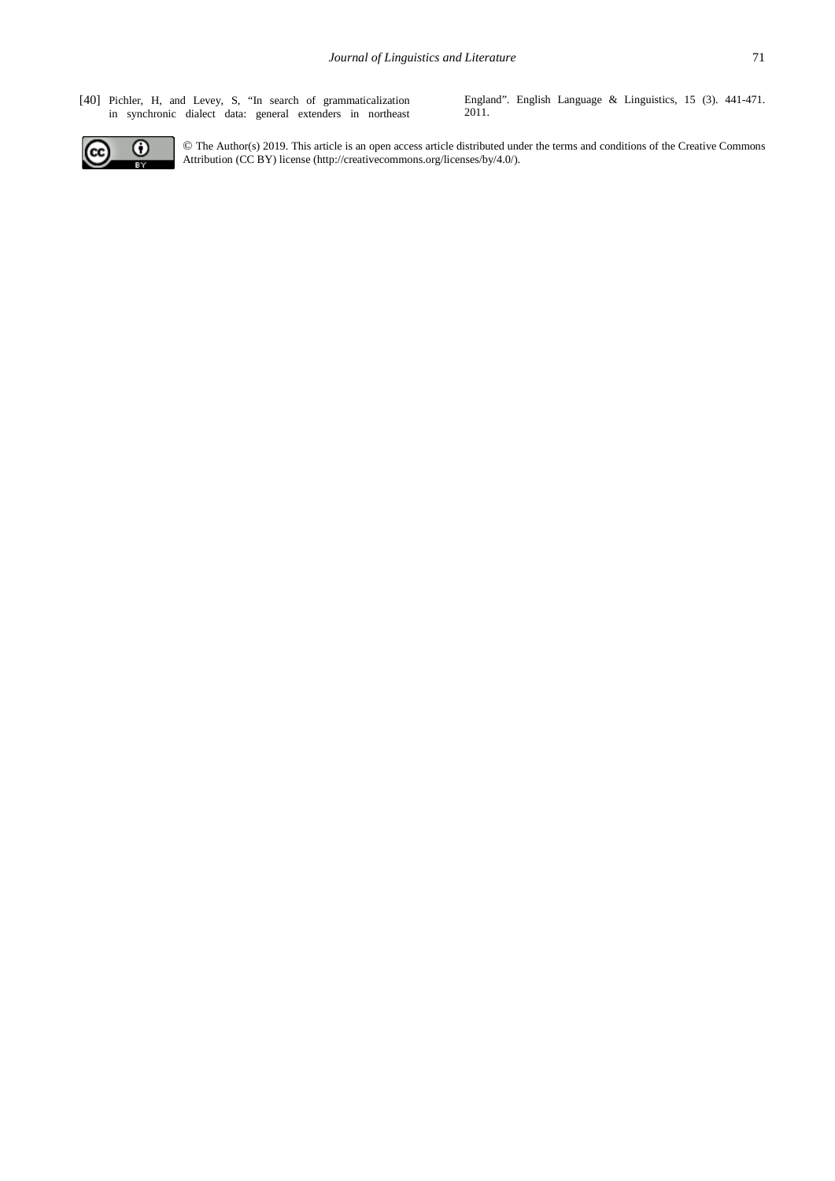[40] Pichler, H, and Levey, S, "In search of grammaticalization in synchronic dialect data: general extenders in northeast England". English Language & Linguistics, 15 (3). 441-471. 2011.

© The Author(s) 2019. This article is an open access article distributed under the terms and conditions of the Creative Commons Attribution (CC BY) license (http://creativecommons.org/licenses/by/4.0/).